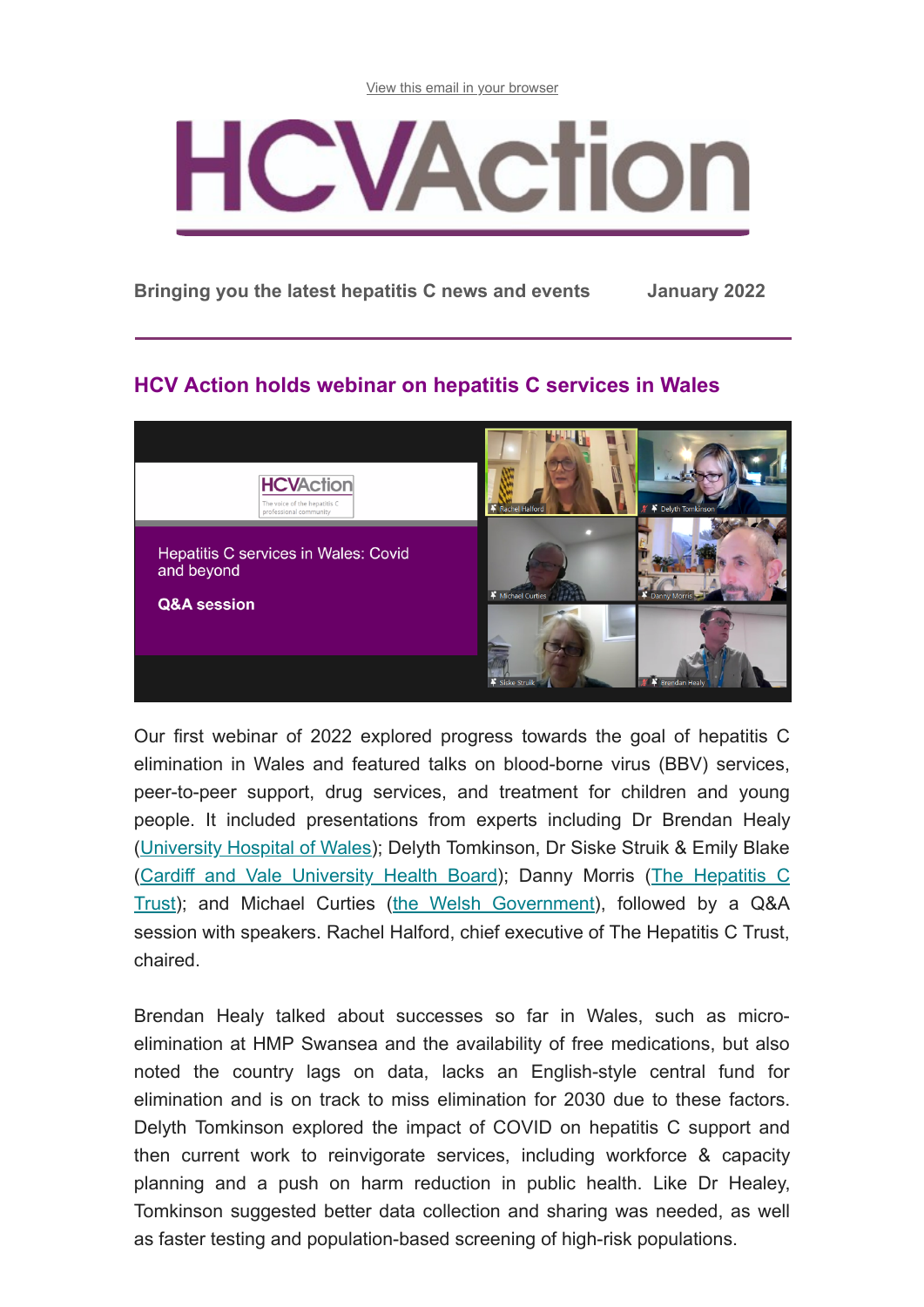View this email in your browser

# HCVAction

**Bringing you the latest hepatitis C news and events** **January 2022**

## HCV Action holds webinar on hepatitis C services in Wales

Our first webinar of 2022 explored progress towards the goal of hepatitis C elimination in Wales and featured talks on blood-borne virus (BBV) services, peer-to-peer support, drug services, and treatment for children and young people. It included presentations from experts including Dr Brendan Healy (University Hospital of Wales); Delyth Tomkinson, Dr Siske Struik & Emily Blake (Cardiff and Vale University Health Board); Danny Morris (The Hepatitis C Trust); and Michael Curties (the Welsh Government), followed by a Q&A session with speakers. Rachel Halford, chief executive of The Hepatitis C Trust, chaired.

Brendan Healy talked about successes so far in Wales, such as micro-elimination at HMP Swansea and the availability of free medications, but also noted the country lags on data, lacks an English-style central fund for elimination and is on track to miss elimination for 2030 due to these factors. Delyth Tomkinson explored the impact of COVID on hepatitis C support and then current work to reinvigorate services, including workforce & capacity planning and a push on harm reduction in public health. Like Dr Healey, Tomkinson suggested better data collection and sharing was needed, as well as faster testing and population-based screening of high-risk populations.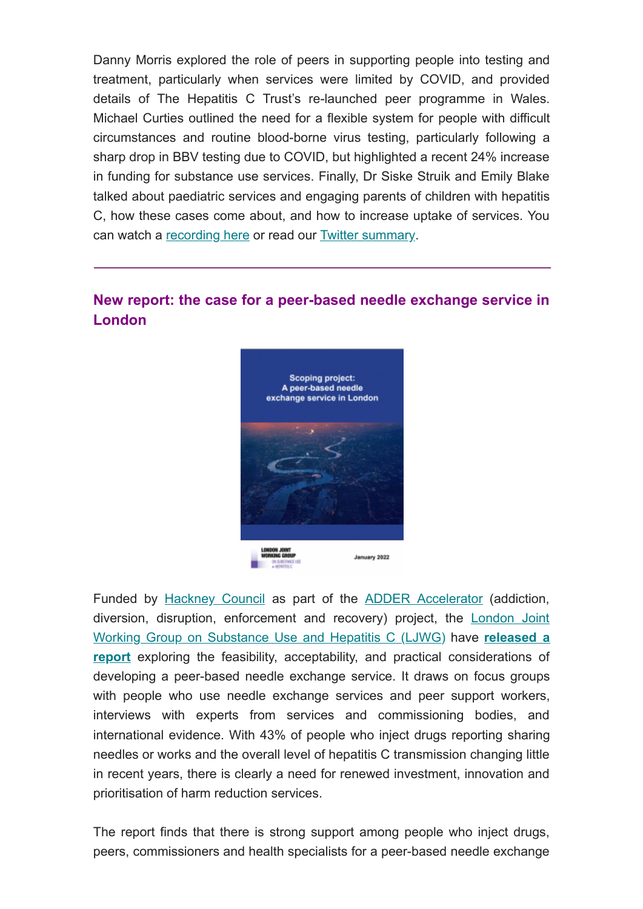Danny Morris explored the role of peers in supporting people into testing and treatment, particularly when services were limited by COVID, and provided details of The Hepatitis C Trust's re-launched peer programme in Wales. Michael Curties outlined the need for a flexible system for people with difficult circumstances and routine blood-borne virus testing, particularly following a sharp drop in BBV testing due to COVID, but highlighted a recent 24% increase in funding for substance use services. Finally, Dr Siske Struik and Emily Blake talked about paediatric services and engaging parents of children with hepatitis C, how these cases come about, and how to increase uptake of services. You can watch a recording here or read our Twitter summary.

---

## New report: the case for a peer-based needle exchange service in London

Scoping project: A peer-based needle exchange service in London

LONDON JOINT WORKING GROUP ON SUBSTANCE USE & HEPATITIS C

January 2022

Funded by Hackney Council as part of the ADDER Accelerator (addiction, diversion, disruption, enforcement and recovery) project, the London Joint Working Group on Substance Use and Hepatitis C (LJWG) have **released a report** exploring the feasibility, acceptability, and practical considerations of developing a peer-based needle exchange service. It draws on focus groups with people who use needle exchange services and peer support workers, interviews with experts from services and commissioning bodies, and international evidence. With 43% of people who inject drugs reporting sharing needles or works and the overall level of hepatitis C transmission changing little in recent years, there is clearly a need for renewed investment, innovation and prioritisation of harm reduction services.

The report finds that there is strong support among people who inject drugs, peers, commissioners and health specialists for a peer-based needle exchange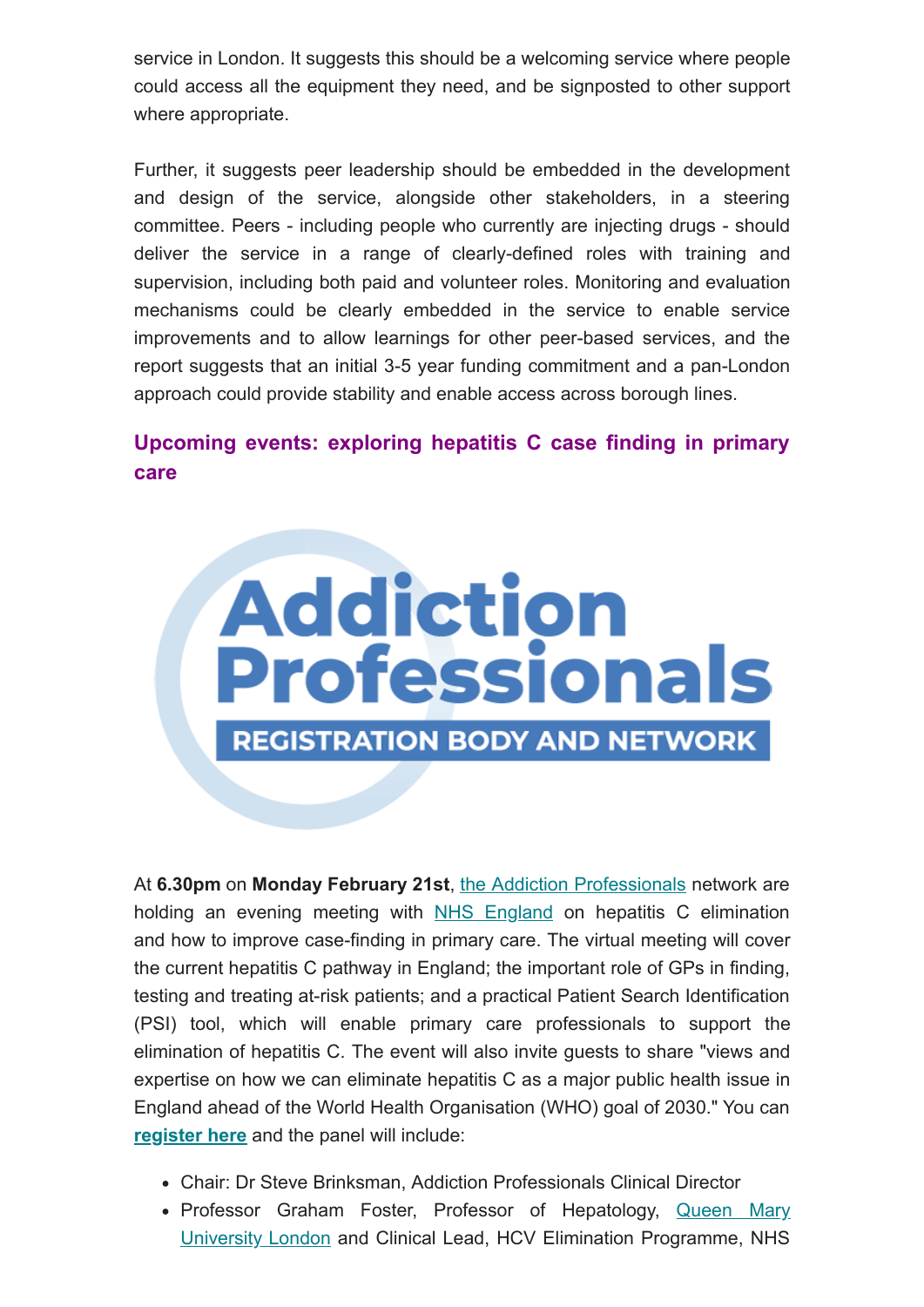service in London. It suggests this should be a welcoming service where people could access all the equipment they need, and be signposted to other support where appropriate.

Further, it suggests peer leadership should be embedded in the development and design of the service, alongside other stakeholders, in a steering committee. Peers - including people who currently are injecting drugs - should deliver the service in a range of clearly-defined roles with training and supervision, including both paid and volunteer roles. Monitoring and evaluation mechanisms could be clearly embedded in the service to enable service improvements and to allow learnings for other peer-based services, and the report suggests that an initial 3-5 year funding commitment and a pan-London approach could provide stability and enable access across borough lines.

## Upcoming events: exploring hepatitis C case finding in primary care

At **6.30pm** on **Monday February 21st**, the Addiction Professionals network are holding an evening meeting with NHS England on hepatitis C elimination and how to improve case-finding in primary care. The virtual meeting will cover the current hepatitis C pathway in England; the important role of GPs in finding, testing and treating at-risk patients; and a practical Patient Search Identification (PSI) tool, which will enable primary care professionals to support the elimination of hepatitis C. The event will also invite guests to share "views and expertise on how we can eliminate hepatitis C as a major public health issue in England ahead of the World Health Organisation (WHO) goal of 2030." You can **register here** and the panel will include:

- Chair: Dr Steve Brinksman, Addiction Professionals Clinical Director
- Professor Graham Foster, Professor of Hepatology, Queen Mary University London and Clinical Lead, HCV Elimination Programme, NHS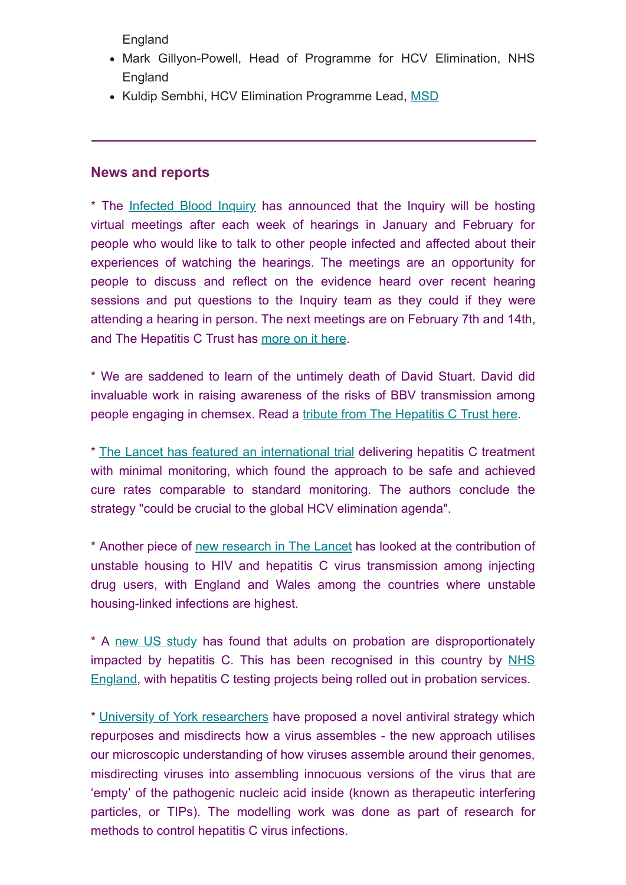England

- Mark Gillyon-Powell, Head of Programme for HCV Elimination, NHS England
- Kuldip Sembhi, HCV Elimination Programme Lead, MSD

---

## News and reports

* The Infected Blood Inquiry has announced that the Inquiry will be hosting virtual meetings after each week of hearings in January and February for people who would like to talk to other people infected and affected about their experiences of watching the hearings. The meetings are an opportunity for people to discuss and reflect on the evidence heard over recent hearing sessions and put questions to the Inquiry team as they could if they were attending a hearing in person. The next meetings are on February 7th and 14th, and The Hepatitis C Trust has more on it here.

* We are saddened to learn of the untimely death of David Stuart. David did invaluable work in raising awareness of the risks of BBV transmission among people engaging in chemsex. Read a tribute from The Hepatitis C Trust here.

* The Lancet has featured an international trial delivering hepatitis C treatment with minimal monitoring, which found the approach to be safe and achieved cure rates comparable to standard monitoring. The authors conclude the strategy "could be crucial to the global HCV elimination agenda".

* Another piece of new research in The Lancet has looked at the contribution of unstable housing to HIV and hepatitis C virus transmission among injecting drug users, with England and Wales among the countries where unstable housing-linked infections are highest.

* A new US study has found that adults on probation are disproportionately impacted by hepatitis C. This has been recognised in this country by NHS England, with hepatitis C testing projects being rolled out in probation services.

* University of York researchers have proposed a novel antiviral strategy which repurposes and misdirects how a virus assembles - the new approach utilises our microscopic understanding of how viruses assemble around their genomes, misdirecting viruses into assembling innocuous versions of the virus that are 'empty' of the pathogenic nucleic acid inside (known as therapeutic interfering particles, or TIPs). The modelling work was done as part of research for methods to control hepatitis C virus infections.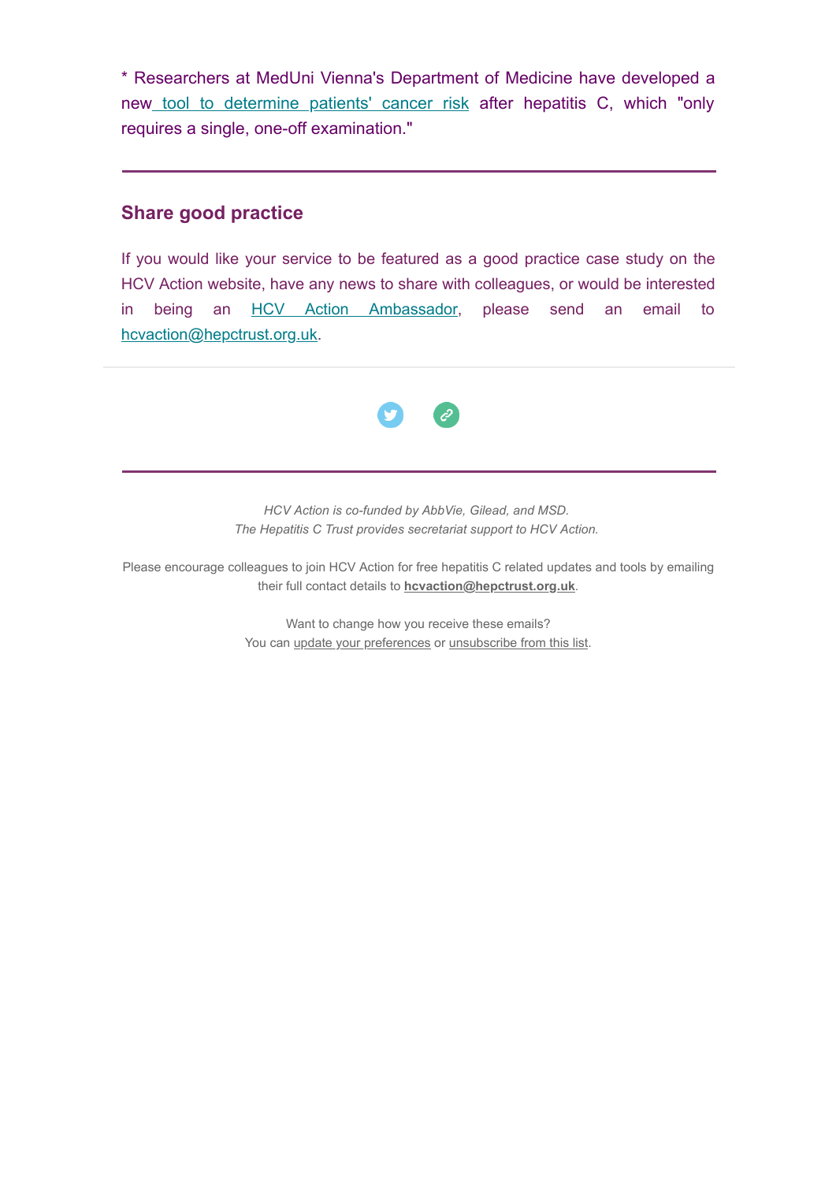* Researchers at MedUni Vienna's Department of Medicine have developed a new tool to determine patients' cancer risk after hepatitis C, which "only requires a single, one-off examination."

---

## Share good practice

If you would like your service to be featured as a good practice case study on the HCV Action website, have any news to share with colleagues, or would be interested in being an HCV Action Ambassador, please send an email to hcvaction@hepctrust.org.uk.

---

*HCV Action is co-funded by AbbVie, Gilead, and MSD.*
*The Hepatitis C Trust provides secretariat support to HCV Action.*

Please encourage colleagues to join HCV Action for free hepatitis C related updates and tools by emailing their full contact details to **hcvaction@hepctrust.org.uk**.

Want to change how you receive these emails?
You can update your preferences or unsubscribe from this list.